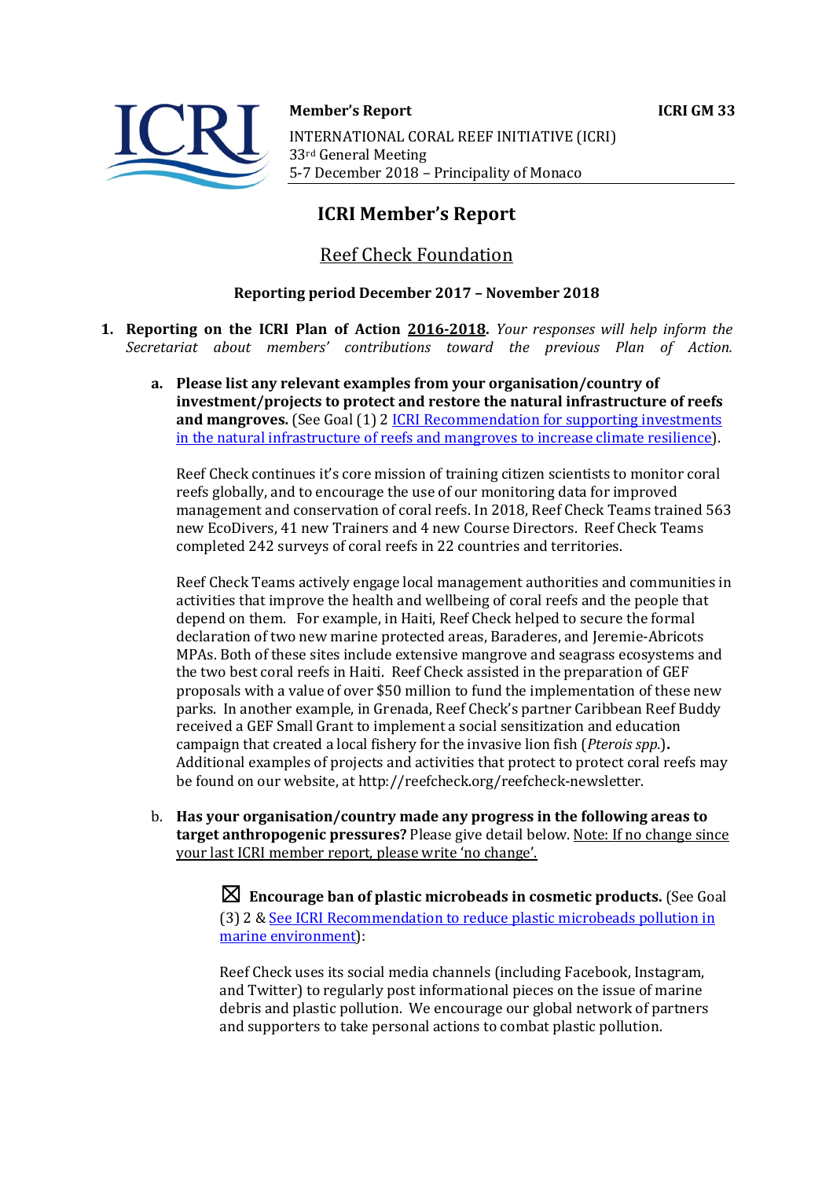**Member's Report** **ICRI GM 33**

INTERNATIONAL CORAL REEF INITIATIVE (ICRI)
33rd General Meeting
5-7 December 2018 – Principality of Monaco

# ICRI Member's Report

## Reef Check Foundation

**Reporting period December 2017 – November 2018**

1. **Reporting on the ICRI Plan of Action 2016-2018.** *Your responses will help inform the Secretariat about members' contributions toward the previous Plan of Action.*

   a. **Please list any relevant examples from your organisation/country of investment/projects to protect and restore the natural infrastructure of reefs and mangroves.** (See Goal (1) 2 [ICRI Recommendation for supporting investments in the natural infrastructure of reefs and mangroves to increase climate resilience](#)).

   Reef Check continues it's core mission of training citizen scientists to monitor coral reefs globally, and to encourage the use of our monitoring data for improved management and conservation of coral reefs. In 2018, Reef Check Teams trained 563 new EcoDivers, 41 new Trainers and 4 new Course Directors. Reef Check Teams completed 242 surveys of coral reefs in 22 countries and territories.

   Reef Check Teams actively engage local management authorities and communities in activities that improve the health and wellbeing of coral reefs and the people that depend on them. For example, in Haiti, Reef Check helped to secure the formal declaration of two new marine protected areas, Baraderes, and Jeremie-Abricots MPAs. Both of these sites include extensive mangrove and seagrass ecosystems and the two best coral reefs in Haiti. Reef Check assisted in the preparation of GEF proposals with a value of over $50 million to fund the implementation of these new parks. In another example, in Grenada, Reef Check's partner Caribbean Reef Buddy received a GEF Small Grant to implement a social sensitization and education campaign that created a local fishery for the invasive lion fish (*Pterois spp.*)**.** Additional examples of projects and activities that protect to protect coral reefs may be found on our website, at http://reefcheck.org/reefcheck-newsletter.

   b. **Has your organisation/country made any progress in the following areas to target anthropogenic pressures?** Please give detail below. Note: If no change since your last ICRI member report, please write 'no change'.

      ☒ **Encourage ban of plastic microbeads in cosmetic products.** (See Goal (3) 2 & [See ICRI Recommendation to reduce plastic microbeads pollution in marine environment](#)):

      Reef Check uses its social media channels (including Facebook, Instagram, and Twitter) to regularly post informational pieces on the issue of marine debris and plastic pollution. We encourage our global network of partners and supporters to take personal actions to combat plastic pollution.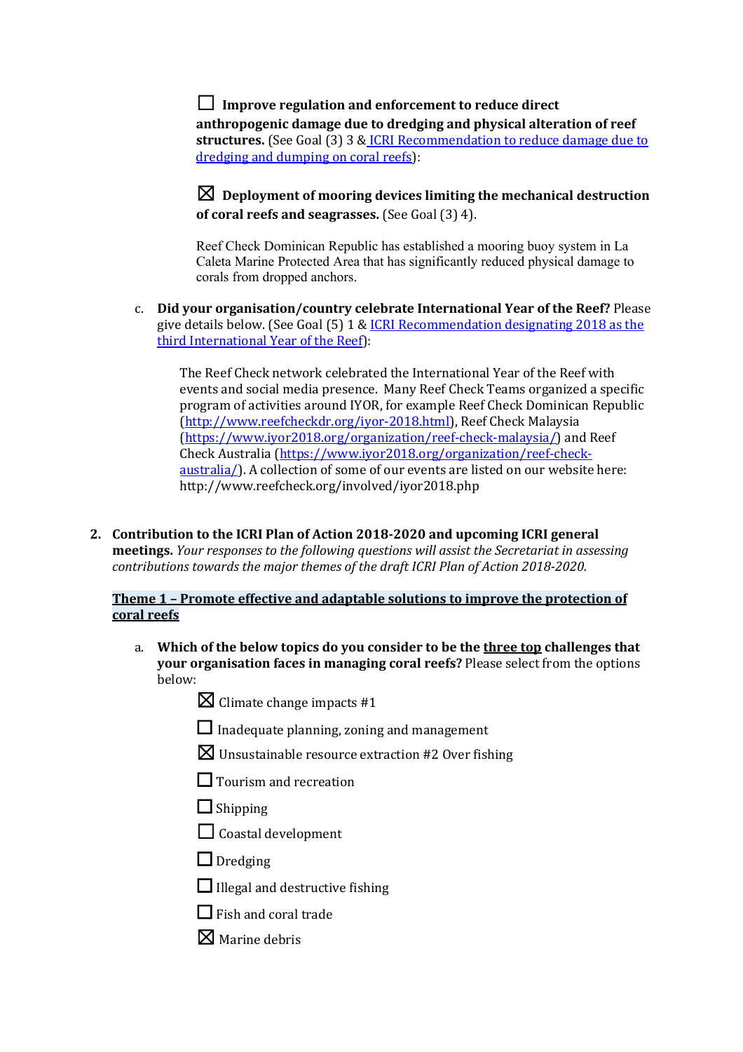☐ **Improve regulation and enforcement to reduce direct anthropogenic damage due to dredging and physical alteration of reef structures.** (See Goal (3) 3 & [ICRI Recommendation to reduce damage due to dredging and dumping on coral reefs]):

☒ **Deployment of mooring devices limiting the mechanical destruction of coral reefs and seagrasses.** (See Goal (3) 4).

Reef Check Dominican Republic has established a mooring buoy system in La Caleta Marine Protected Area that has significantly reduced physical damage to corals from dropped anchors.

c. **Did your organisation/country celebrate International Year of the Reef?** Please give details below. (See Goal (5) 1 & [ICRI Recommendation designating 2018 as the third International Year of the Reef]):

The Reef Check network celebrated the International Year of the Reef with events and social media presence. Many Reef Check Teams organized a specific program of activities around IYOR, for example Reef Check Dominican Republic (http://www.reefcheckdr.org/iyor-2018.html), Reef Check Malaysia (https://www.iyor2018.org/organization/reef-check-malaysia/) and Reef Check Australia (https://www.iyor2018.org/organization/reef-check-australia/). A collection of some of our events are listed on our website here: http://www.reefcheck.org/involved/iyor2018.php

2. **Contribution to the ICRI Plan of Action 2018-2020 and upcoming ICRI general meetings.** *Your responses to the following questions will assist the Secretariat in assessing contributions towards the major themes of the draft ICRI Plan of Action 2018-2020.*

**Theme 1 – Promote effective and adaptable solutions to improve the protection of coral reefs**

a. **Which of the below topics do you consider to be the three top challenges that your organisation faces in managing coral reefs?** Please select from the options below:

☒ Climate change impacts #1

☐ Inadequate planning, zoning and management

☒ Unsustainable resource extraction #2 Over fishing

☐ Tourism and recreation

☐ Shipping

☐ Coastal development

☐ Dredging

☐ Illegal and destructive fishing

☐ Fish and coral trade

☒ Marine debris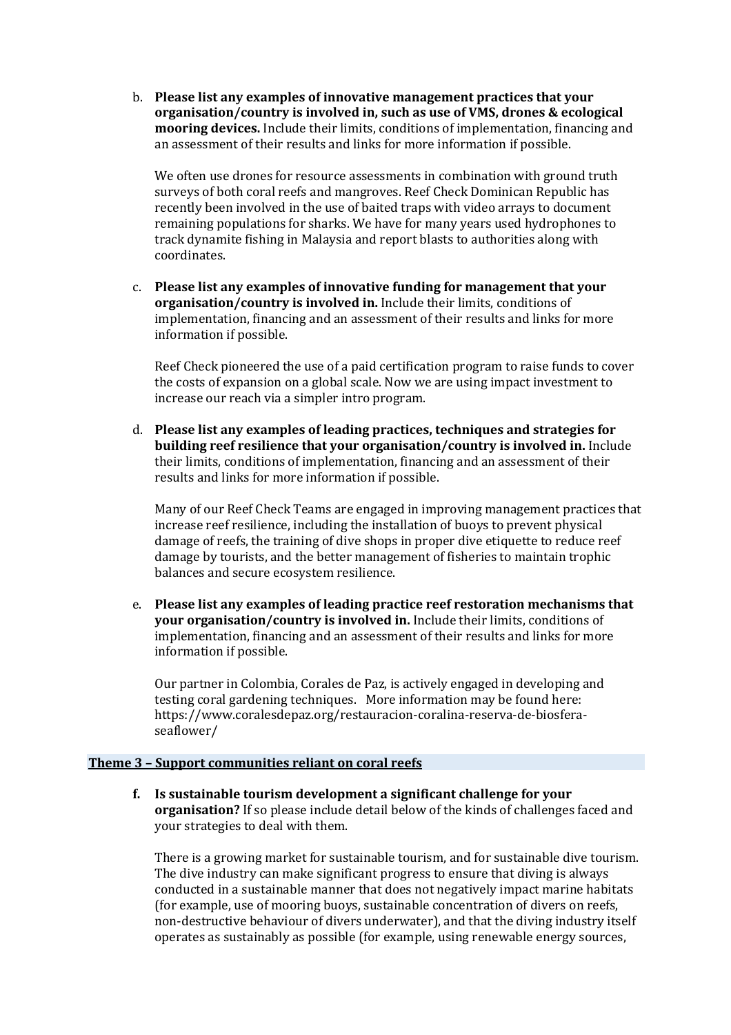b. **Please list any examples of innovative management practices that your organisation/country is involved in, such as use of VMS, drones & ecological mooring devices.** Include their limits, conditions of implementation, financing and an assessment of their results and links for more information if possible.

   We often use drones for resource assessments in combination with ground truth surveys of both coral reefs and mangroves. Reef Check Dominican Republic has recently been involved in the use of baited traps with video arrays to document remaining populations for sharks. We have for many years used hydrophones to track dynamite fishing in Malaysia and report blasts to authorities along with coordinates.

c. **Please list any examples of innovative funding for management that your organisation/country is involved in.** Include their limits, conditions of implementation, financing and an assessment of their results and links for more information if possible.

   Reef Check pioneered the use of a paid certification program to raise funds to cover the costs of expansion on a global scale. Now we are using impact investment to increase our reach via a simpler intro program.

d. **Please list any examples of leading practices, techniques and strategies for building reef resilience that your organisation/country is involved in.** Include their limits, conditions of implementation, financing and an assessment of their results and links for more information if possible.

   Many of our Reef Check Teams are engaged in improving management practices that increase reef resilience, including the installation of buoys to prevent physical damage of reefs, the training of dive shops in proper dive etiquette to reduce reef damage by tourists, and the better management of fisheries to maintain trophic balances and secure ecosystem resilience.

e. **Please list any examples of leading practice reef restoration mechanisms that your organisation/country is involved in.** Include their limits, conditions of implementation, financing and an assessment of their results and links for more information if possible.

   Our partner in Colombia, Corales de Paz, is actively engaged in developing and testing coral gardening techniques. More information may be found here: https://www.coralesdepaz.org/restauracion-coralina-reserva-de-biosfera-seaflower/

## Theme 3 – Support communities reliant on coral reefs

**f. Is sustainable tourism development a significant challenge for your organisation?** If so please include detail below of the kinds of challenges faced and your strategies to deal with them.

   There is a growing market for sustainable tourism, and for sustainable dive tourism. The dive industry can make significant progress to ensure that diving is always conducted in a sustainable manner that does not negatively impact marine habitats (for example, use of mooring buoys, sustainable concentration of divers on reefs, non-destructive behaviour of divers underwater), and that the diving industry itself operates as sustainably as possible (for example, using renewable energy sources,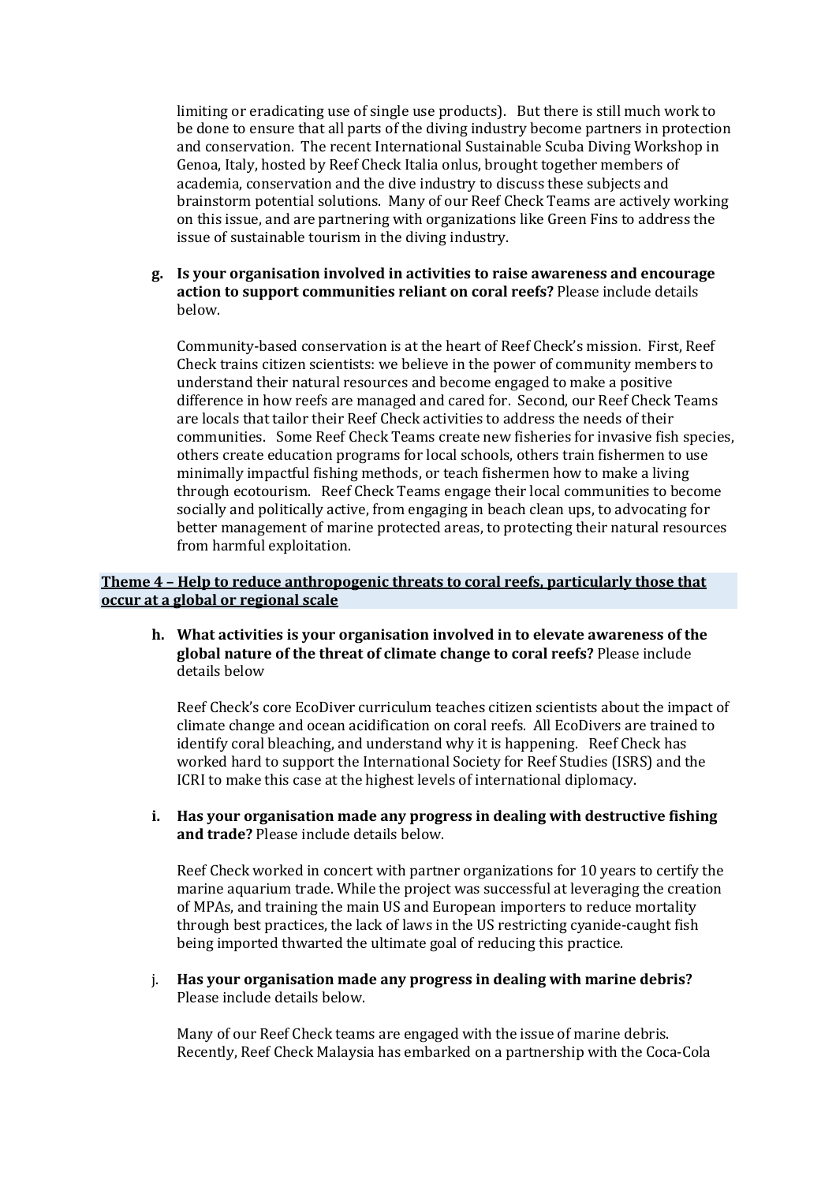limiting or eradicating use of single use products). But there is still much work to be done to ensure that all parts of the diving industry become partners in protection and conservation. The recent International Sustainable Scuba Diving Workshop in Genoa, Italy, hosted by Reef Check Italia onlus, brought together members of academia, conservation and the dive industry to discuss these subjects and brainstorm potential solutions. Many of our Reef Check Teams are actively working on this issue, and are partnering with organizations like Green Fins to address the issue of sustainable tourism in the diving industry.

**g. Is your organisation involved in activities to raise awareness and encourage action to support communities reliant on coral reefs?** Please include details below.

Community-based conservation is at the heart of Reef Check's mission. First, Reef Check trains citizen scientists: we believe in the power of community members to understand their natural resources and become engaged to make a positive difference in how reefs are managed and cared for. Second, our Reef Check Teams are locals that tailor their Reef Check activities to address the needs of their communities. Some Reef Check Teams create new fisheries for invasive fish species, others create education programs for local schools, others train fishermen to use minimally impactful fishing methods, or teach fishermen how to make a living through ecotourism. Reef Check Teams engage their local communities to become socially and politically active, from engaging in beach clean ups, to advocating for better management of marine protected areas, to protecting their natural resources from harmful exploitation.

**Theme 4 – Help to reduce anthropogenic threats to coral reefs, particularly those that occur at a global or regional scale**

**h. What activities is your organisation involved in to elevate awareness of the global nature of the threat of climate change to coral reefs?** Please include details below

Reef Check's core EcoDiver curriculum teaches citizen scientists about the impact of climate change and ocean acidification on coral reefs. All EcoDivers are trained to identify coral bleaching, and understand why it is happening. Reef Check has worked hard to support the International Society for Reef Studies (ISRS) and the ICRI to make this case at the highest levels of international diplomacy.

**i. Has your organisation made any progress in dealing with destructive fishing and trade?** Please include details below.

Reef Check worked in concert with partner organizations for 10 years to certify the marine aquarium trade. While the project was successful at leveraging the creation of MPAs, and training the main US and European importers to reduce mortality through best practices, the lack of laws in the US restricting cyanide-caught fish being imported thwarted the ultimate goal of reducing this practice.

j. **Has your organisation made any progress in dealing with marine debris?** Please include details below.

Many of our Reef Check teams are engaged with the issue of marine debris. Recently, Reef Check Malaysia has embarked on a partnership with the Coca-Cola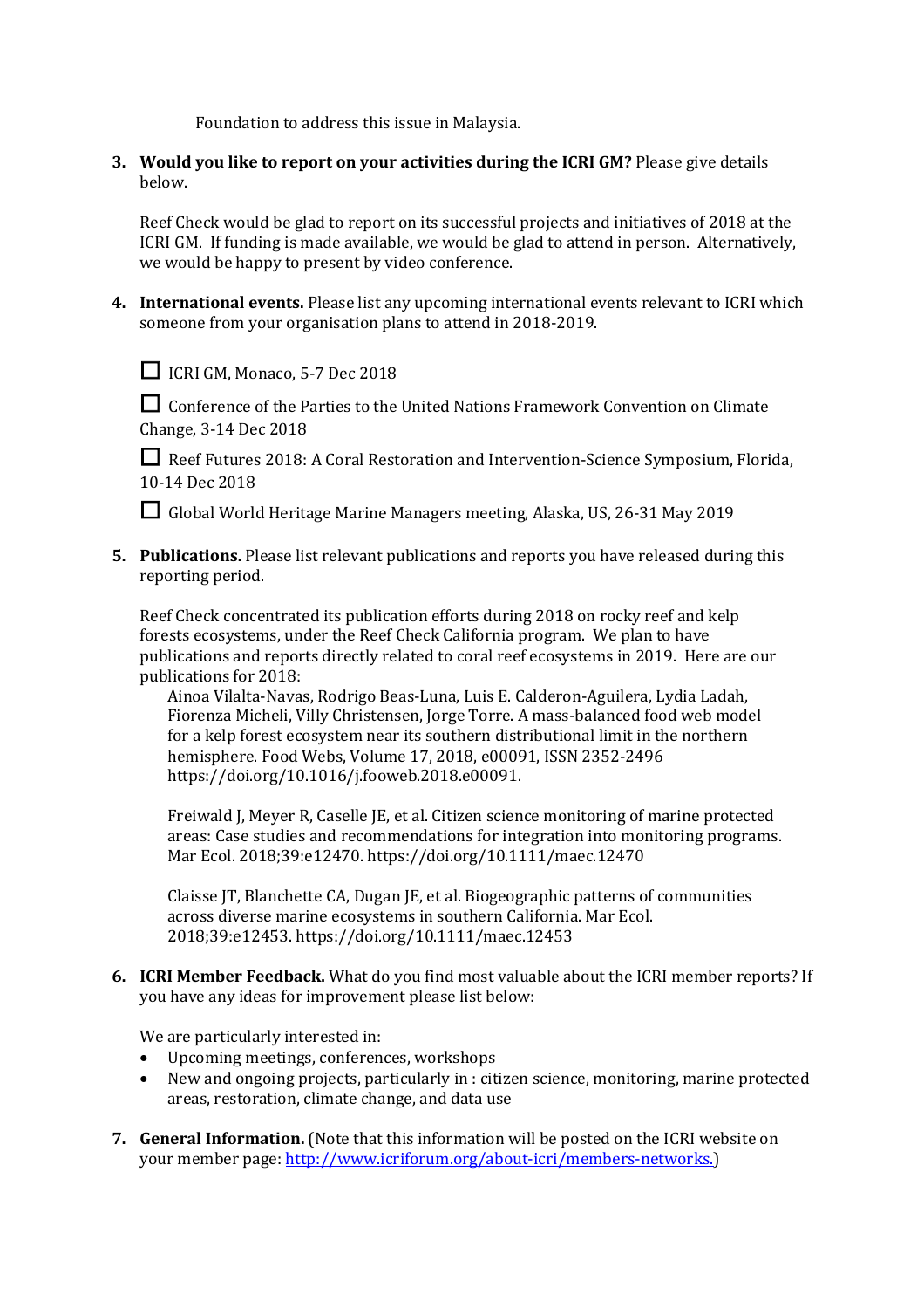Foundation to address this issue in Malaysia.

3. **Would you like to report on your activities during the ICRI GM?** Please give details below.

   Reef Check would be glad to report on its successful projects and initiatives of 2018 at the ICRI GM. If funding is made available, we would be glad to attend in person. Alternatively, we would be happy to present by video conference.

4. **International events.** Please list any upcoming international events relevant to ICRI which someone from your organisation plans to attend in 2018-2019.

   ☐ ICRI GM, Monaco, 5-7 Dec 2018

   ☐ Conference of the Parties to the United Nations Framework Convention on Climate Change, 3-14 Dec 2018

   ☐ Reef Futures 2018: A Coral Restoration and Intervention-Science Symposium, Florida, 10-14 Dec 2018

   ☐ Global World Heritage Marine Managers meeting, Alaska, US, 26-31 May 2019

5. **Publications.** Please list relevant publications and reports you have released during this reporting period.

   Reef Check concentrated its publication efforts during 2018 on rocky reef and kelp forests ecosystems, under the Reef Check California program. We plan to have publications and reports directly related to coral reef ecosystems in 2019. Here are our publications for 2018:

   Ainoa Vilalta-Navas, Rodrigo Beas-Luna, Luis E. Calderon-Aguilera, Lydia Ladah, Fiorenza Micheli, Villy Christensen, Jorge Torre. A mass-balanced food web model for a kelp forest ecosystem near its southern distributional limit in the northern hemisphere. Food Webs, Volume 17, 2018, e00091, ISSN 2352-2496 https://doi.org/10.1016/j.fooweb.2018.e00091.

   Freiwald J, Meyer R, Caselle JE, et al. Citizen science monitoring of marine protected areas: Case studies and recommendations for integration into monitoring programs. Mar Ecol. 2018;39:e12470. https://doi.org/10.1111/maec.12470

   Claisse JT, Blanchette CA, Dugan JE, et al. Biogeographic patterns of communities across diverse marine ecosystems in southern California. Mar Ecol. 2018;39:e12453. https://doi.org/10.1111/maec.12453

6. **ICRI Member Feedback.** What do you find most valuable about the ICRI member reports? If you have any ideas for improvement please list below:

   We are particularly interested in:
   - Upcoming meetings, conferences, workshops
   - New and ongoing projects, particularly in : citizen science, monitoring, marine protected areas, restoration, climate change, and data use

7. **General Information.** (Note that this information will be posted on the ICRI website on your member page: http://www.icriforum.org/about-icri/members-networks.)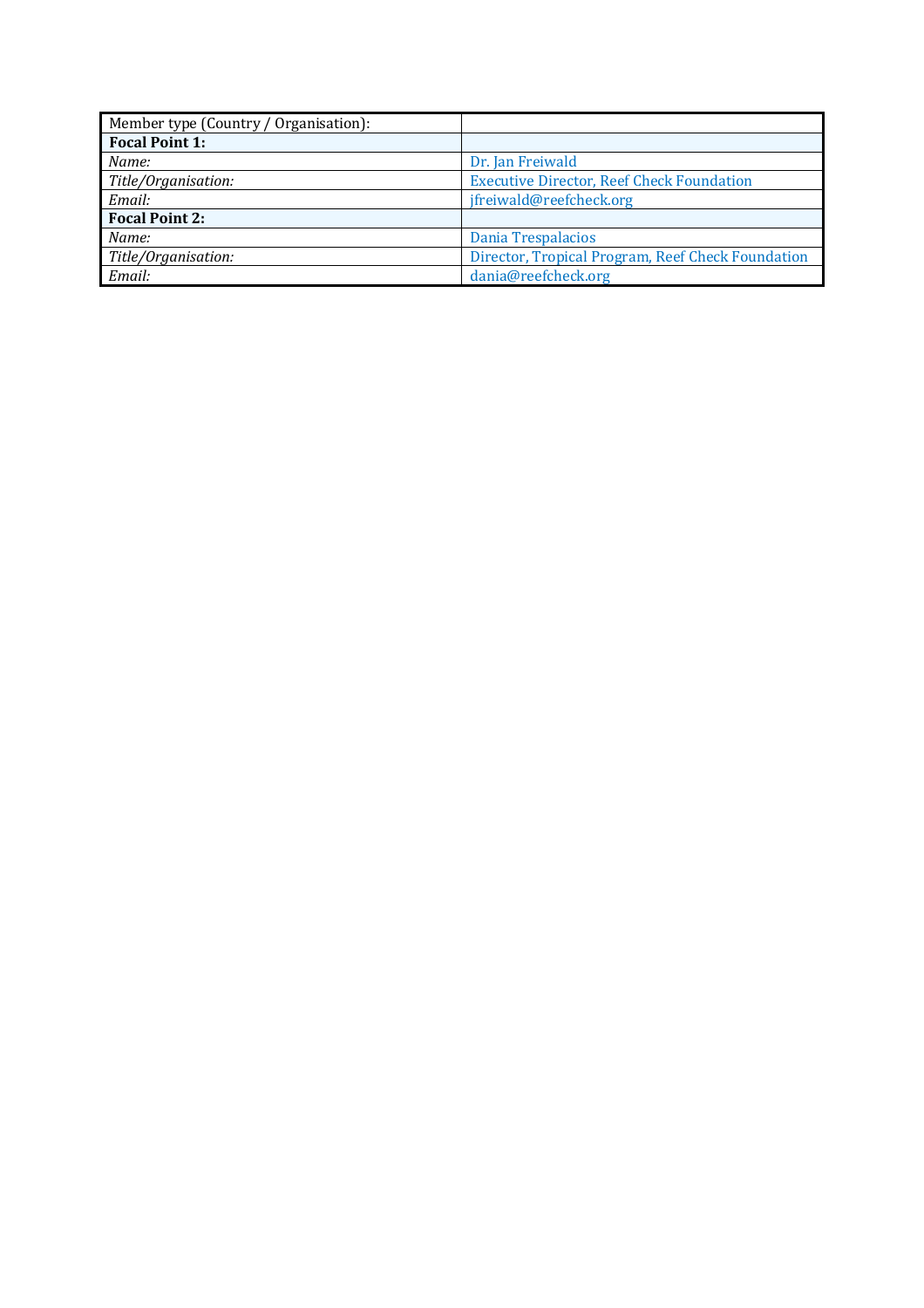| | |
|---|---|
| Member type (Country / Organisation): | |
| **Focal Point 1:** | |
| *Name:* | Dr. Jan Freiwald |
| *Title/Organisation:* | Executive Director, Reef Check Foundation |
| *Email:* | jfreiwald@reefcheck.org |
| **Focal Point 2:** | |
| *Name:* | Dania Trespalacios |
| *Title/Organisation:* | Director, Tropical Program, Reef Check Foundation |
| *Email:* | dania@reefcheck.org |